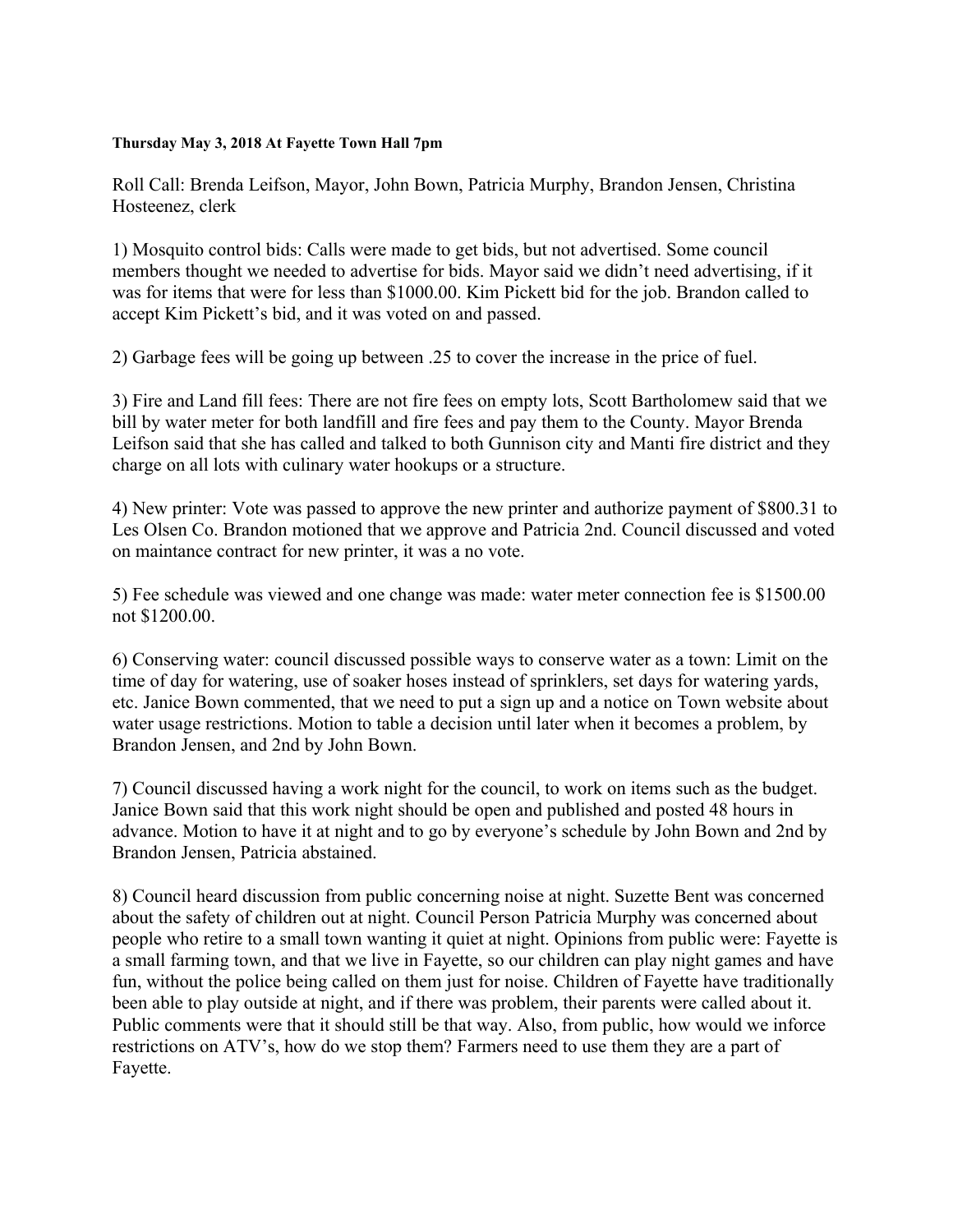**Thursday May 3, 2018 At Fayette Town Hall 7pm**

Roll Call: Brenda Leifson, Mayor, John Bown, Patricia Murphy, Brandon Jensen, Christina Hosteenez, clerk

1) Mosquito control bids: Calls were made to get bids, but not advertised. Some council members thought we needed to advertise for bids. Mayor said we didn't need advertising, if it was for items that were for less than $1000.00. Kim Pickett bid for the job. Brandon called to accept Kim Pickett's bid, and it was voted on and passed.

2) Garbage fees will be going up between .25 to cover the increase in the price of fuel.

3) Fire and Land fill fees: There are not fire fees on empty lots, Scott Bartholomew said that we bill by water meter for both landfill and fire fees and pay them to the County. Mayor Brenda Leifson said that she has called and talked to both Gunnison city and Manti fire district and they charge on all lots with culinary water hookups or a structure.

4) New printer: Vote was passed to approve the new printer and authorize payment of $800.31 to Les Olsen Co. Brandon motioned that we approve and Patricia 2nd. Council discussed and voted on maintance contract for new printer, it was a no vote.

5) Fee schedule was viewed and one change was made: water meter connection fee is $1500.00 not $1200.00.

6) Conserving water: council discussed possible ways to conserve water as a town: Limit on the time of day for watering, use of soaker hoses instead of sprinklers, set days for watering yards, etc. Janice Bown commented, that we need to put a sign up and a notice on Town website about water usage restrictions. Motion to table a decision until later when it becomes a problem, by Brandon Jensen, and 2nd by John Bown.

7) Council discussed having a work night for the council, to work on items such as the budget. Janice Bown said that this work night should be open and published and posted 48 hours in advance. Motion to have it at night and to go by everyone's schedule by John Bown and 2nd by Brandon Jensen, Patricia abstained.

8) Council heard discussion from public concerning noise at night. Suzette Bent was concerned about the safety of children out at night. Council Person Patricia Murphy was concerned about people who retire to a small town wanting it quiet at night. Opinions from public were: Fayette is a small farming town, and that we live in Fayette, so our children can play night games and have fun, without the police being called on them just for noise. Children of Fayette have traditionally been able to play outside at night, and if there was problem, their parents were called about it. Public comments were that it should still be that way. Also, from public, how would we inforce restrictions on ATV's, how do we stop them? Farmers need to use them they are a part of Fayette.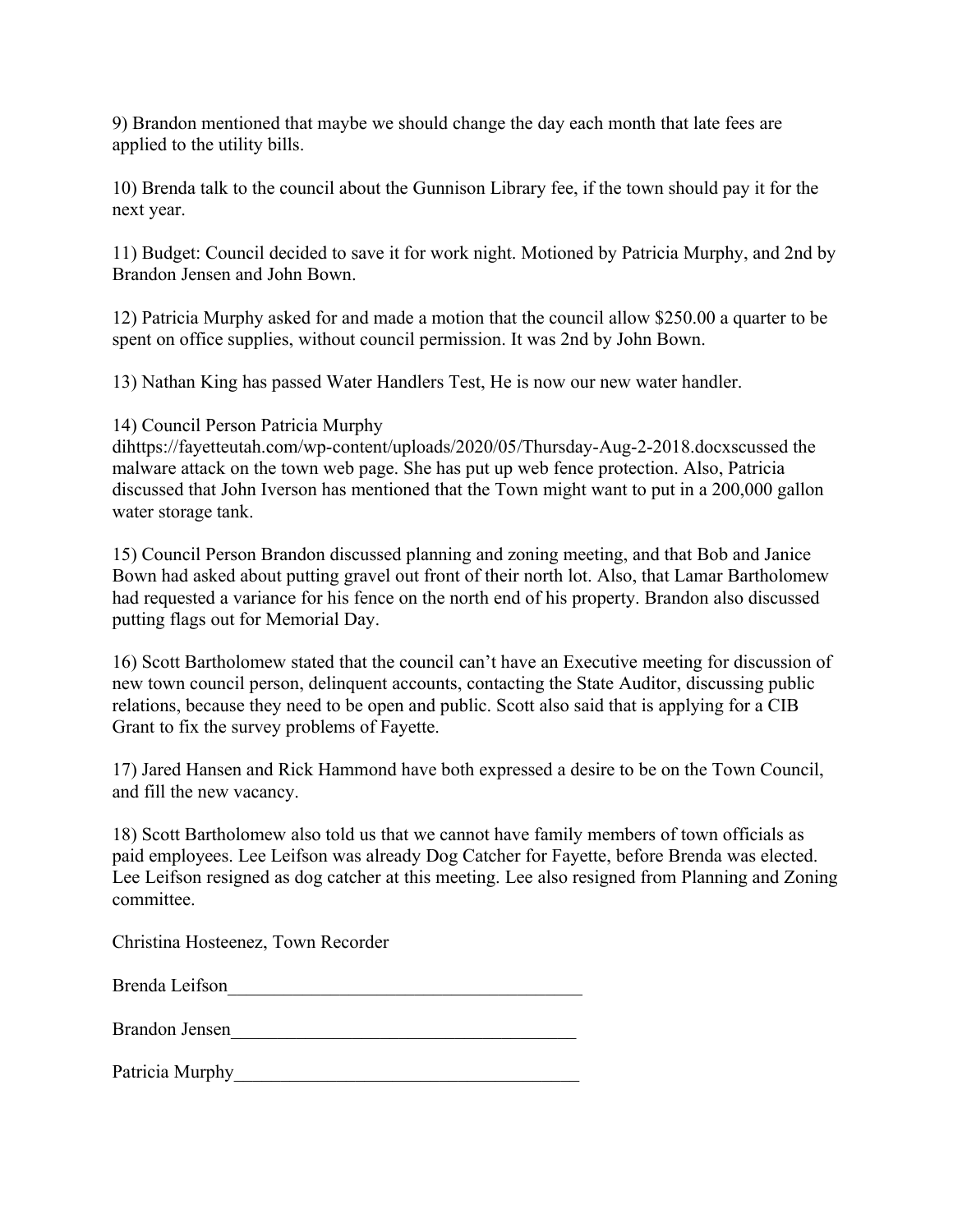9) Brandon mentioned that maybe we should change the day each month that late fees are applied to the utility bills.

10) Brenda talk to the council about the Gunnison Library fee, if the town should pay it for the next year.

11) Budget: Council decided to save it for work night. Motioned by Patricia Murphy, and 2nd by Brandon Jensen and John Bown.

12) Patricia Murphy asked for and made a motion that the council allow $250.00 a quarter to be spent on office supplies, without council permission. It was 2nd by John Bown.

13) Nathan King has passed Water Handlers Test, He is now our new water handler.

14) Council Person Patricia Murphy dihttps://fayetteutah.com/wp-content/uploads/2020/05/Thursday-Aug-2-2018.docxscussed the malware attack on the town web page. She has put up web fence protection. Also, Patricia discussed that John Iverson has mentioned that the Town might want to put in a 200,000 gallon water storage tank.

15) Council Person Brandon discussed planning and zoning meeting, and that Bob and Janice Bown had asked about putting gravel out front of their north lot. Also, that Lamar Bartholomew had requested a variance for his fence on the north end of his property. Brandon also discussed putting flags out for Memorial Day.

16) Scott Bartholomew stated that the council can't have an Executive meeting for discussion of new town council person, delinquent accounts, contacting the State Auditor, discussing public relations, because they need to be open and public. Scott also said that is applying for a CIB Grant to fix the survey problems of Fayette.

17) Jared Hansen and Rick Hammond have both expressed a desire to be on the Town Council, and fill the new vacancy.

18) Scott Bartholomew also told us that we cannot have family members of town officials as paid employees. Lee Leifson was already Dog Catcher for Fayette, before Brenda was elected. Lee Leifson resigned as dog catcher at this meeting. Lee also resigned from Planning and Zoning committee.

Christina Hosteenez, Town Recorder

Brenda Leifson_______________________________________

Brandon Jensen______________________________________

Patricia Murphy______________________________________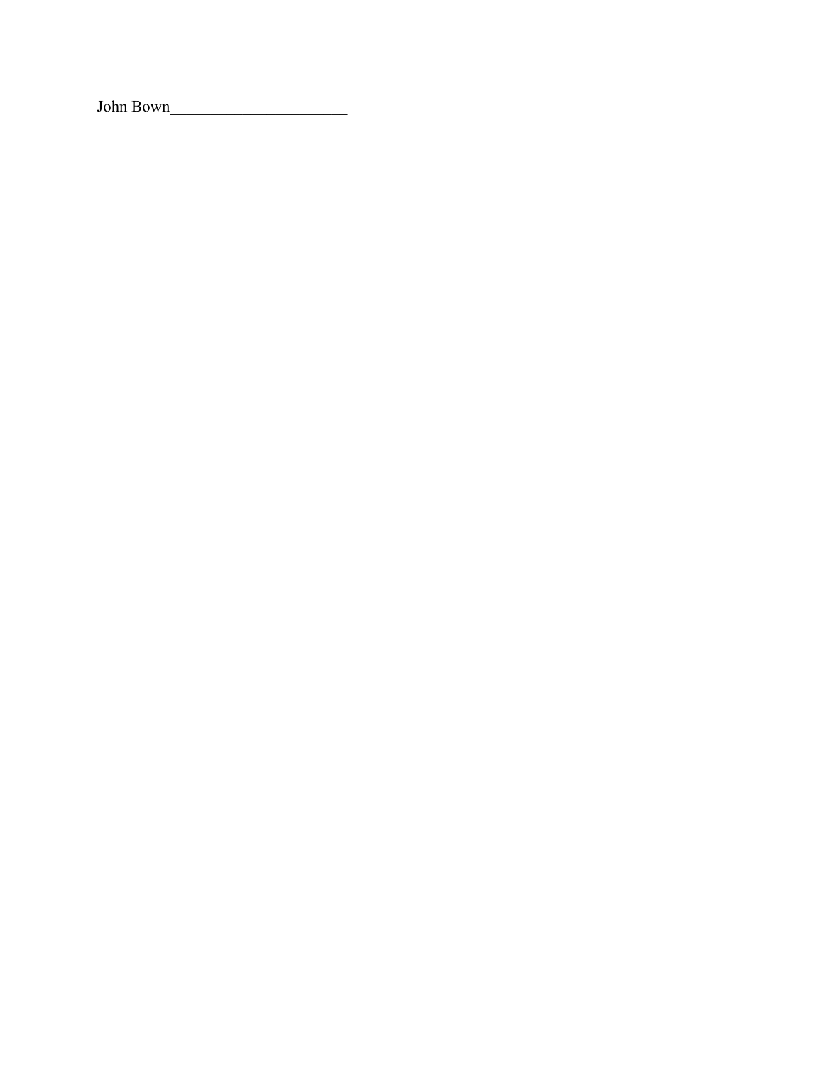John Bown______________________